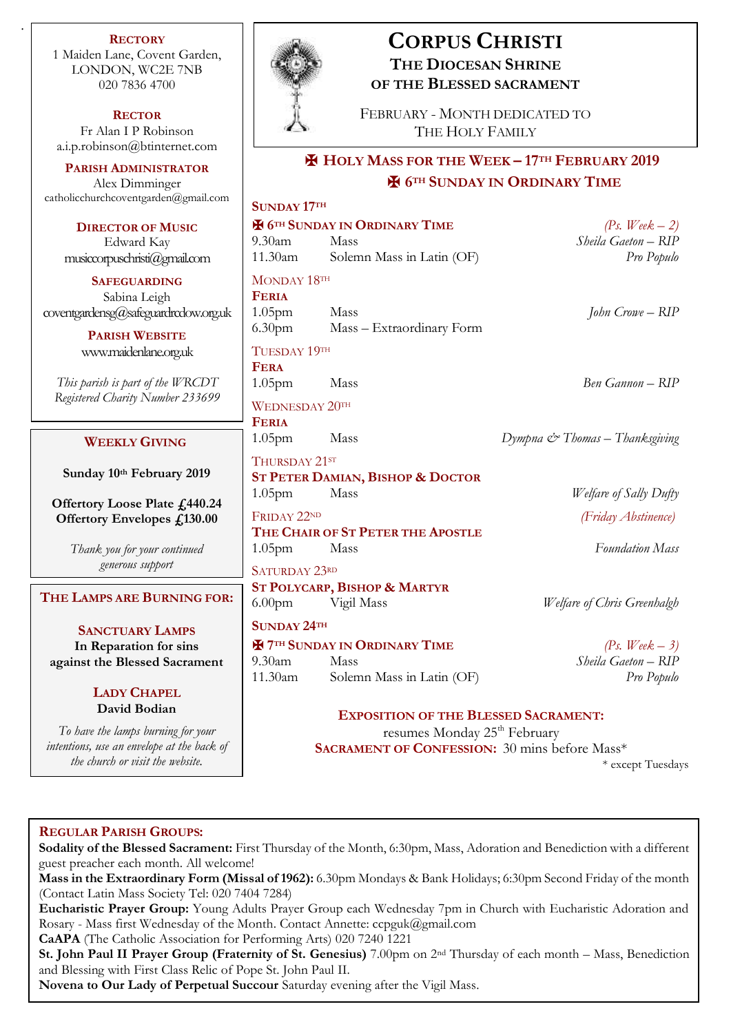# CORPUS CHRISTI

## THE DIOCESAN SHRINE OF THE BLESSED SACRAMENT

FEBRUARY - MONTH DEDICATED TO THE HOLY FAMILY

## ✠ HOLY MASS FOR THE WEEK – 17TH FEBRUARY 2019

## ✠ 6TH SUNDAY IN ORDINARY TIME

**SUNDAY 17TH**

**✠ 6TH SUNDAY IN ORDINARY TIME** *(Ps. Week – 2)*

| | | |
|---|---|---|
| 9.30am | Mass | *Sheila Gaeton – RIP* |
| 11.30am | Solemn Mass in Latin (OF) | *Pro Populo* |

MONDAY 18TH

**FERIA**

| | | |
|---|---|---|
| 1.05pm | Mass | *John Crowe – RIP* |
| 6.30pm | Mass – Extraordinary Form | |

TUESDAY 19TH

**FERA**

| | | |
|---|---|---|
| 1.05pm | Mass | *Ben Gannon – RIP* |

WEDNESDAY 20TH

**FERIA**

| | | |
|---|---|---|
| 1.05pm | Mass | *Dympna & Thomas – Thanksgiving* |

THURSDAY 21ST

**ST PETER DAMIAN, BISHOP & DOCTOR**

| | | |
|---|---|---|
| 1.05pm | Mass | *Welfare of Sally Dufty* |

FRIDAY 22ND *(Friday Abstinence)*

**THE CHAIR OF ST PETER THE APOSTLE**

| | | |
|---|---|---|
| 1.05pm | Mass | *Foundation Mass* |

SATURDAY 23RD

**ST POLYCARP, BISHOP & MARTYR**

| | | |
|---|---|---|
| 6.00pm | Vigil Mass | *Welfare of Chris Greenhalgh* |

**SUNDAY 24TH**

**✠ 7TH SUNDAY IN ORDINARY TIME** *(Ps. Week – 3)*

| | | |
|---|---|---|
| 9.30am | Mass | *Sheila Gaeton – RIP* |
| 11.30am | Solemn Mass in Latin (OF) | *Pro Populo* |

**EXPOSITION OF THE BLESSED SACRAMENT:** resumes Monday 25th February

**SACRAMENT OF CONFESSION:** 30 mins before Mass*

\* except Tuesdays

---

**RECTORY**
1 Maiden Lane, Covent Garden, LONDON, WC2E 7NB
020 7836 4700

**RECTOR**
Fr Alan I P Robinson
a.i.p.robinson@btinternet.com

**PARISH ADMINISTRATOR**
Alex Dimminger
catholicchurchcoventgarden@gmail.com

**DIRECTOR OF MUSIC**
Edward Kay
musiccorpuschristi@gmail.com

**SAFEGUARDING**
Sabina Leigh
coventgardensg@safeguardrcdow.org.uk

**PARISH WEBSITE**
www.maidenlane.org.uk

*This parish is part of the WRCDT Registered Charity Number 233699*

---

**WEEKLY GIVING**

**Sunday 10th February 2019**

**Offertory Loose Plate £440.24**
**Offertory Envelopes £130.00**

*Thank you for your continued generous support*

---

**THE LAMPS ARE BURNING FOR:**

**SANCTUARY LAMPS**
**In Reparation for sins against the Blessed Sacrament**

**LADY CHAPEL**
**David Bodian**

*To have the lamps burning for your intentions, use an envelope at the back of the church or visit the website.*

---

**REGULAR PARISH GROUPS:**

**Sodality of the Blessed Sacrament:** First Thursday of the Month, 6:30pm, Mass, Adoration and Benediction with a different guest preacher each month. All welcome!

**Mass in the Extraordinary Form (Missal of 1962):** 6.30pm Mondays & Bank Holidays; 6:30pm Second Friday of the month (Contact Latin Mass Society Tel: 020 7404 7284)

**Eucharistic Prayer Group:** Young Adults Prayer Group each Wednesday 7pm in Church with Eucharistic Adoration and Rosary - Mass first Wednesday of the Month. Contact Annette: ccpguk@gmail.com

**CaAPA** (The Catholic Association for Performing Arts) 020 7240 1221

**St. John Paul II Prayer Group (Fraternity of St. Genesius)** 7.00pm on 2nd Thursday of each month – Mass, Benediction and Blessing with First Class Relic of Pope St. John Paul II.

**Novena to Our Lady of Perpetual Succour** Saturday evening after the Vigil Mass.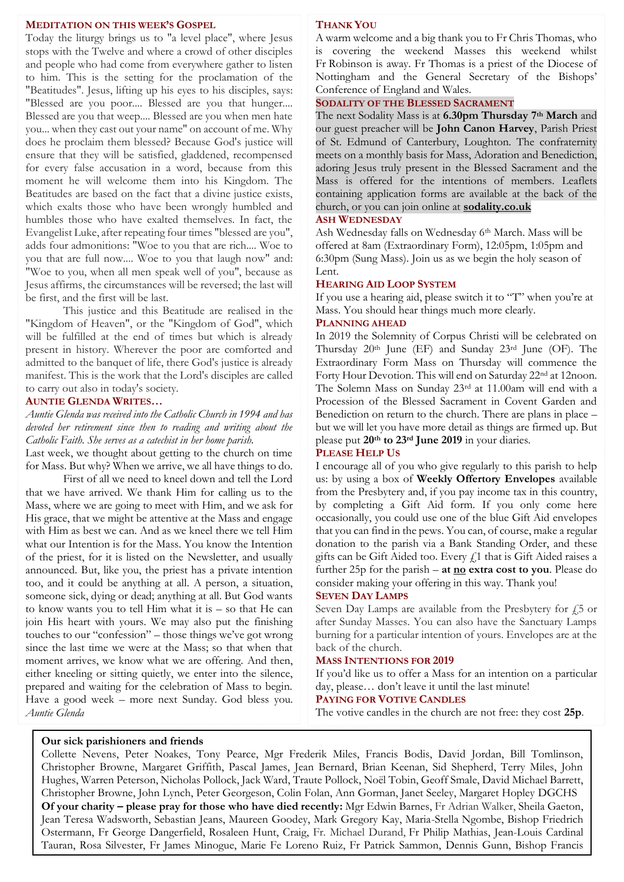## Meditation on this week's Gospel

Today the liturgy brings us to "a level place", where Jesus stops with the Twelve and where a crowd of other disciples and people who had come from everywhere gather to listen to him. This is the setting for the proclamation of the "Beatitudes". Jesus, lifting up his eyes to his disciples, says: "Blessed are you poor.... Blessed are you that hunger.... Blessed are you that weep.... Blessed are you when men hate you... when they cast out your name" on account of me. Why does he proclaim them blessed? Because God's justice will ensure that they will be satisfied, gladdened, recompensed for every false accusation in a word, because from this moment he will welcome them into his Kingdom. The Beatitudes are based on the fact that a divine justice exists, which exalts those who have been wrongly humbled and humbles those who have exalted themselves. In fact, the Evangelist Luke, after repeating four times "blessed are you", adds four admonitions: "Woe to you that are rich.... Woe to you that are full now.... Woe to you that laugh now" and: "Woe to you, when all men speak well of you", because as Jesus affirms, the circumstances will be reversed; the last will be first, and the first will be last.

This justice and this Beatitude are realised in the "Kingdom of Heaven", or the "Kingdom of God", which will be fulfilled at the end of times but which is already present in history. Wherever the poor are comforted and admitted to the banquet of life, there God's justice is already manifest. This is the work that the Lord's disciples are called to carry out also in today's society.

## Auntie Glenda writes…

*Auntie Glenda was received into the Catholic Church in 1994 and has devoted her retirement since then to reading and writing about the Catholic Faith. She serves as a catechist in her home parish.*

Last week, we thought about getting to the church on time for Mass. But why? When we arrive, we all have things to do.

First of all we need to kneel down and tell the Lord that we have arrived. We thank Him for calling us to the Mass, where we are going to meet with Him, and we ask for His grace, that we might be attentive at the Mass and engage with Him as best we can. And as we kneel there we tell Him what our Intention is for the Mass. You know the Intention of the priest, for it is listed on the Newsletter, and usually announced. But, like you, the priest has a private intention too, and it could be anything at all. A person, a situation, someone sick, dying or dead; anything at all. But God wants to know wants you to tell Him what it is – so that He can join His heart with yours. We may also put the finishing touches to our "confession" – those things we've got wrong since the last time we were at the Mass; so that when that moment arrives, we know what we are offering. And then, either kneeling or sitting quietly, we enter into the silence, prepared and waiting for the celebration of Mass to begin. Have a good week – more next Sunday. God bless you. *Auntie Glenda*

## Thank You

A warm welcome and a big thank you to Fr Chris Thomas, who is covering the weekend Masses this weekend whilst Fr Robinson is away. Fr Thomas is a priest of the Diocese of Nottingham and the General Secretary of the Bishops' Conference of England and Wales.

## Sodality of the Blessed Sacrament

The next Sodality Mass is at **6.30pm Thursday 7th March** and our guest preacher will be **John Canon Harvey**, Parish Priest of St. Edmund of Canterbury, Loughton. The confraternity meets on a monthly basis for Mass, Adoration and Benediction, adoring Jesus truly present in the Blessed Sacrament and the Mass is offered for the intentions of members. Leaflets containing application forms are available at the back of the church, or you can join online at **sodality.co.uk**

## Ash Wednesday

Ash Wednesday falls on Wednesday 6th March. Mass will be offered at 8am (Extraordinary Form), 12:05pm, 1:05pm and 6:30pm (Sung Mass). Join us as we begin the holy season of Lent.

## Hearing Aid Loop System

If you use a hearing aid, please switch it to "T" when you're at Mass. You should hear things much more clearly.

## Planning ahead

In 2019 the Solemnity of Corpus Christi will be celebrated on Thursday 20th June (EF) and Sunday 23rd June (OF). The Extraordinary Form Mass on Thursday will commence the Forty Hour Devotion. This will end on Saturday 22nd at 12noon. The Solemn Mass on Sunday 23rd at 11.00am will end with a Procession of the Blessed Sacrament in Covent Garden and Benediction on return to the church. There are plans in place – but we will let you have more detail as things are firmed up. But please put **20th to 23rd June 2019** in your diaries.

## Please Help Us

I encourage all of you who give regularly to this parish to help us: by using a box of **Weekly Offertory Envelopes** available from the Presbytery and, if you pay income tax in this country, by completing a Gift Aid form. If you only come here occasionally, you could use one of the blue Gift Aid envelopes that you can find in the pews. You can, of course, make a regular donation to the parish via a Bank Standing Order, and these gifts can be Gift Aided too. Every £1 that is Gift Aided raises a further 25p for the parish – **at no extra cost to you**. Please do consider making your offering in this way. Thank you!

## Seven Day Lamps

Seven Day Lamps are available from the Presbytery for £5 or after Sunday Masses. You can also have the Sanctuary Lamps burning for a particular intention of yours. Envelopes are at the back of the church.

## Mass Intentions for 2019

If you'd like us to offer a Mass for an intention on a particular day, please… don't leave it until the last minute!

## Paying for Votive Candles

The votive candles in the church are not free: they cost **25p**.

**Our sick parishioners and friends**

Collette Nevens, Peter Noakes, Tony Pearce, Mgr Frederik Miles, Francis Bodis, David Jordan, Bill Tomlinson, Christopher Browne, Margaret Griffith, Pascal James, Jean Bernard, Brian Keenan, Sid Shepherd, Terry Miles, John Hughes, Warren Peterson, Nicholas Pollock, Jack Ward, Traute Pollock, Noël Tobin, Geoff Smale, David Michael Barrett, Christopher Browne, John Lynch, Peter Georgeson, Colin Folan, Ann Gorman, Janet Seeley, Margaret Hopley DGCHS

**Of your charity – please pray for those who have died recently:** Mgr Edwin Barnes, Fr Adrian Walker, Sheila Gaeton, Jean Teresa Wadsworth, Sebastian Jeans, Maureen Goodey, Mark Gregory Kay, Maria-Stella Ngombe, Bishop Friedrich Ostermann, Fr George Dangerfield, Rosaleen Hunt, Craig, Fr. Michael Durand, Fr Philip Mathias, Jean-Louis Cardinal Tauran, Rosa Silvester, Fr James Minogue, Marie Fe Loreno Ruiz, Fr Patrick Sammon, Dennis Gunn, Bishop Francis